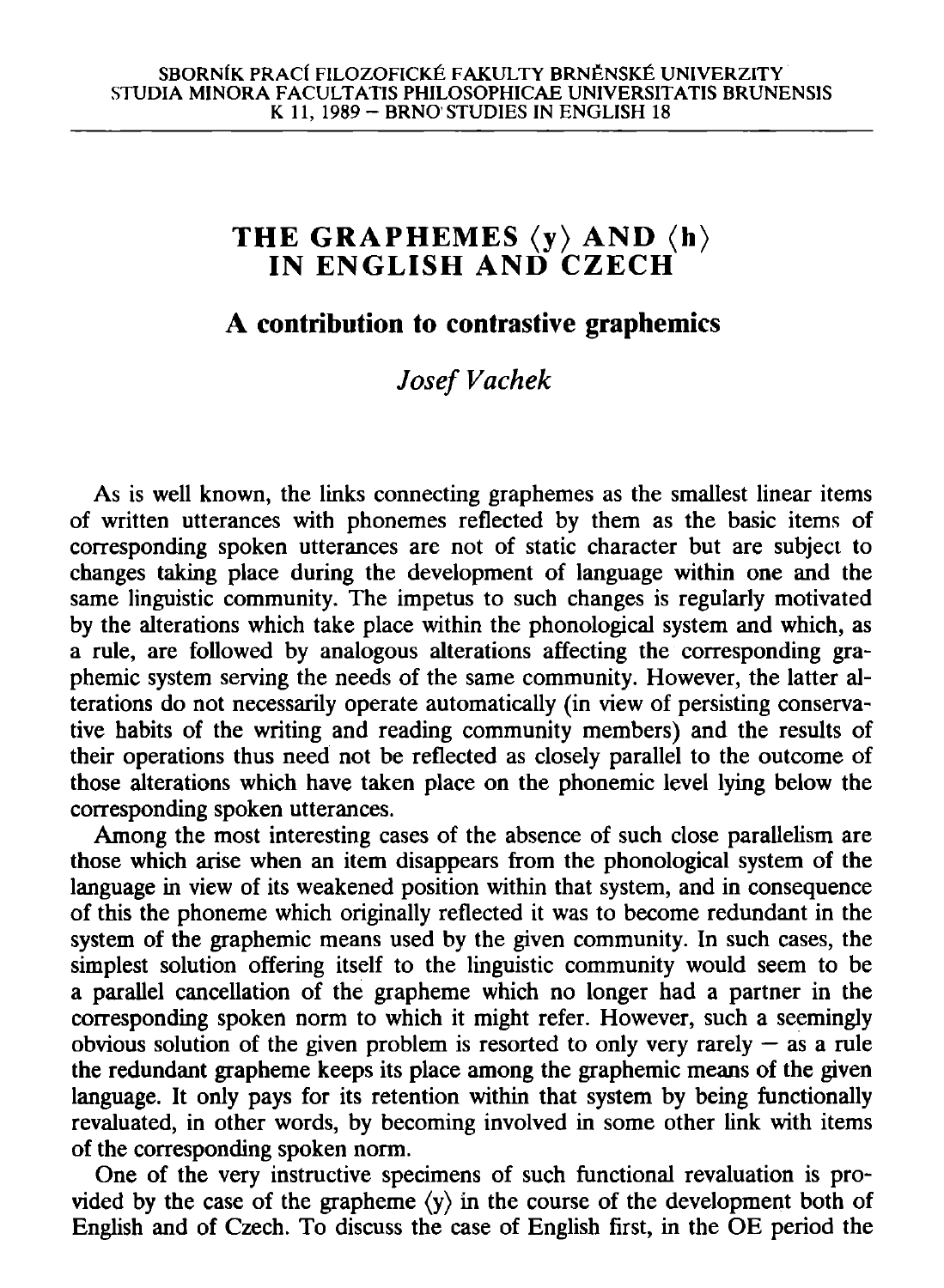# THE GRAPHEMES ⟨y⟩ AND ⟨h⟩ IN ENGLISH AND CZECH

## A contribution to contrastive graphemics

*Josef Vachek*

As is well known, the links connecting graphemes as the smallest linear items of written utterances with phonemes reflected by them as the basic items of corresponding spoken utterances are not of static character but are subject to changes taking place during the development of language within one and the same linguistic community. The impetus to such changes is regularly motivated by the alterations which take place within the phonological system and which, as a rule, are followed by analogous alterations affecting the corresponding graphemic system serving the needs of the same community. However, the latter alterations do not necessarily operate automatically (in view of persisting conservative habits of the writing and reading community members) and the results of their operations thus need not be reflected as closely parallel to the outcome of those alterations which have taken place on the phonemic level lying below the corresponding spoken utterances.

Among the most interesting cases of the absence of such close parallelism are those which arise when an item disappears from the phonological system of the language in view of its weakened position within that system, and in consequence of this the phoneme which originally reflected it was to become redundant in the system of the graphemic means used by the given community. In such cases, the simplest solution offering itself to the linguistic community would seem to be a parallel cancellation of the grapheme which no longer had a partner in the corresponding spoken norm to which it might refer. However, such a seemingly obvious solution of the given problem is resorted to only very rarely — as a rule the redundant grapheme keeps its place among the graphemic means of the given language. It only pays for its retention within that system by being functionally revaluated, in other words, by becoming involved in some other link with items of the corresponding spoken norm.

One of the very instructive specimens of such functional revaluation is provided by the case of the grapheme ⟨y⟩ in the course of the development both of English and of Czech. To discuss the case of English first, in the OE period the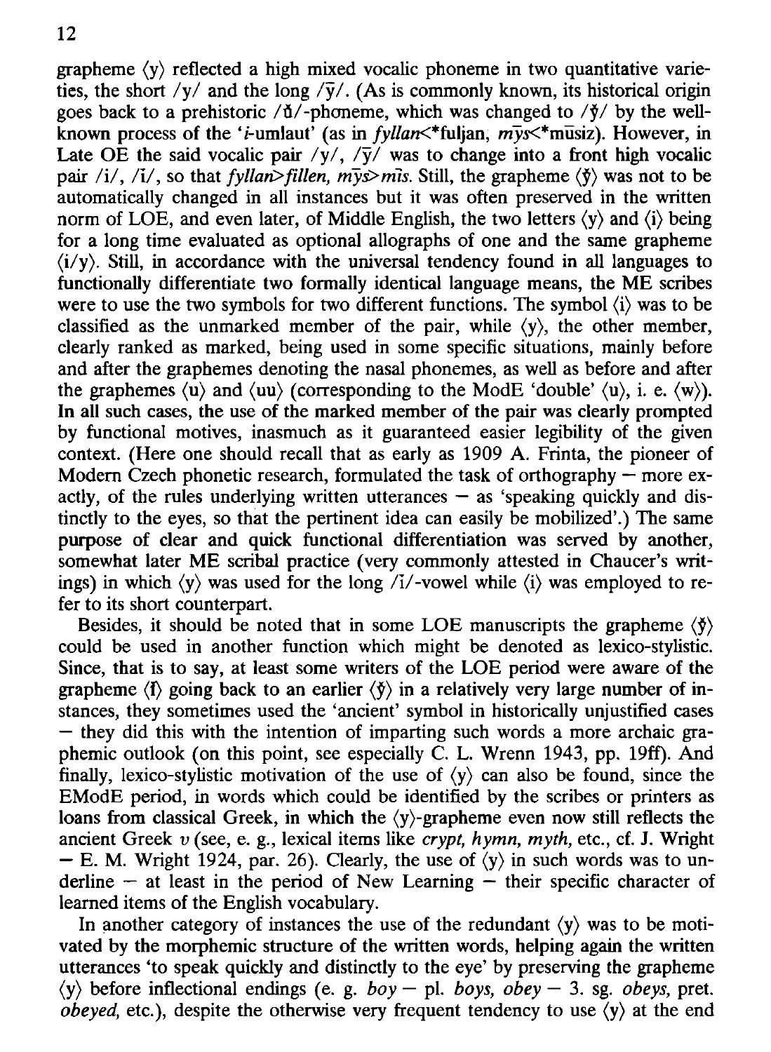grapheme ⟨y⟩ reflected a high mixed vocalic phoneme in two quantitative varieties, the short /y/ and the long /ȳ/. (As is commonly known, its historical origin goes back to a prehistoric /ŭ/-phoneme, which was changed to /y̆/ by the well-known process of the '*i*-umlaut' (as in *fyllan*<*fuljan, *mȳs*<*mūsiz). However, in Late OE the said vocalic pair /y/, /ȳ/ was to change into a front high vocalic pair /i/, /ī/, so that *fyllan*>*fillen, mȳs*>*mīs*. Still, the grapheme ⟨y̆⟩ was not to be automatically changed in all instances but it was often preserved in the written norm of LOE, and even later, of Middle English, the two letters ⟨y⟩ and ⟨i⟩ being for a long time evaluated as optional allographs of one and the same grapheme ⟨i/y⟩. Still, in accordance with the universal tendency found in all languages to functionally differentiate two formally identical language means, the ME scribes were to use the two symbols for two different functions. The symbol ⟨i⟩ was to be classified as the unmarked member of the pair, while ⟨y⟩, the other member, clearly ranked as marked, being used in some specific situations, mainly before and after the graphemes denoting the nasal phonemes, as well as before and after the graphemes ⟨u⟩ and ⟨uu⟩ (corresponding to the ModE 'double' ⟨u⟩, i. e. ⟨w⟩). In all such cases, the use of the marked member of the pair was clearly prompted by functional motives, inasmuch as it guaranteed easier legibility of the given context. (Here one should recall that as early as 1909 A. Frinta, the pioneer of Modern Czech phonetic research, formulated the task of orthography — more exactly, of the rules underlying written utterances — as 'speaking quickly and distinctly to the eyes, so that the pertinent idea can easily be mobilized'.) The same purpose of clear and quick functional differentiation was served by another, somewhat later ME scribal practice (very commonly attested in Chaucer's writings) in which ⟨y⟩ was used for the long /ī/-vowel while ⟨i⟩ was employed to refer to its short counterpart.

Besides, it should be noted that in some LOE manuscripts the grapheme ⟨y̆⟩ could be used in another function which might be denoted as lexico-stylistic. Since, that is to say, at least some writers of the LOE period were aware of the grapheme ⟨ī⟩ going back to an earlier ⟨y̆⟩ in a relatively very large number of instances, they sometimes used the 'ancient' symbol in historically unjustified cases — they did this with the intention of imparting such words a more archaic graphemic outlook (on this point, see especially C. L. Wrenn 1943, pp. 19ff). And finally, lexico-stylistic motivation of the use of ⟨y⟩ can also be found, since the EModE period, in words which could be identified by the scribes or printers as loans from classical Greek, in which the ⟨y⟩-grapheme even now still reflects the ancient Greek *υ* (see, e. g., lexical items like *crypt, hymn, myth*, etc., cf. J. Wright — E. M. Wright 1924, par. 26). Clearly, the use of ⟨y⟩ in such words was to underline — at least in the period of New Learning — their specific character of learned items of the English vocabulary.

In another category of instances the use of the redundant ⟨y⟩ was to be motivated by the morphemic structure of the written words, helping again the written utterances 'to speak quickly and distinctly to the eye' by preserving the grapheme ⟨y⟩ before inflectional endings (e. g. *boy* — pl. *boys, obey* — 3. sg. *obeys*, pret. *obeyed*, etc.), despite the otherwise very frequent tendency to use ⟨y⟩ at the end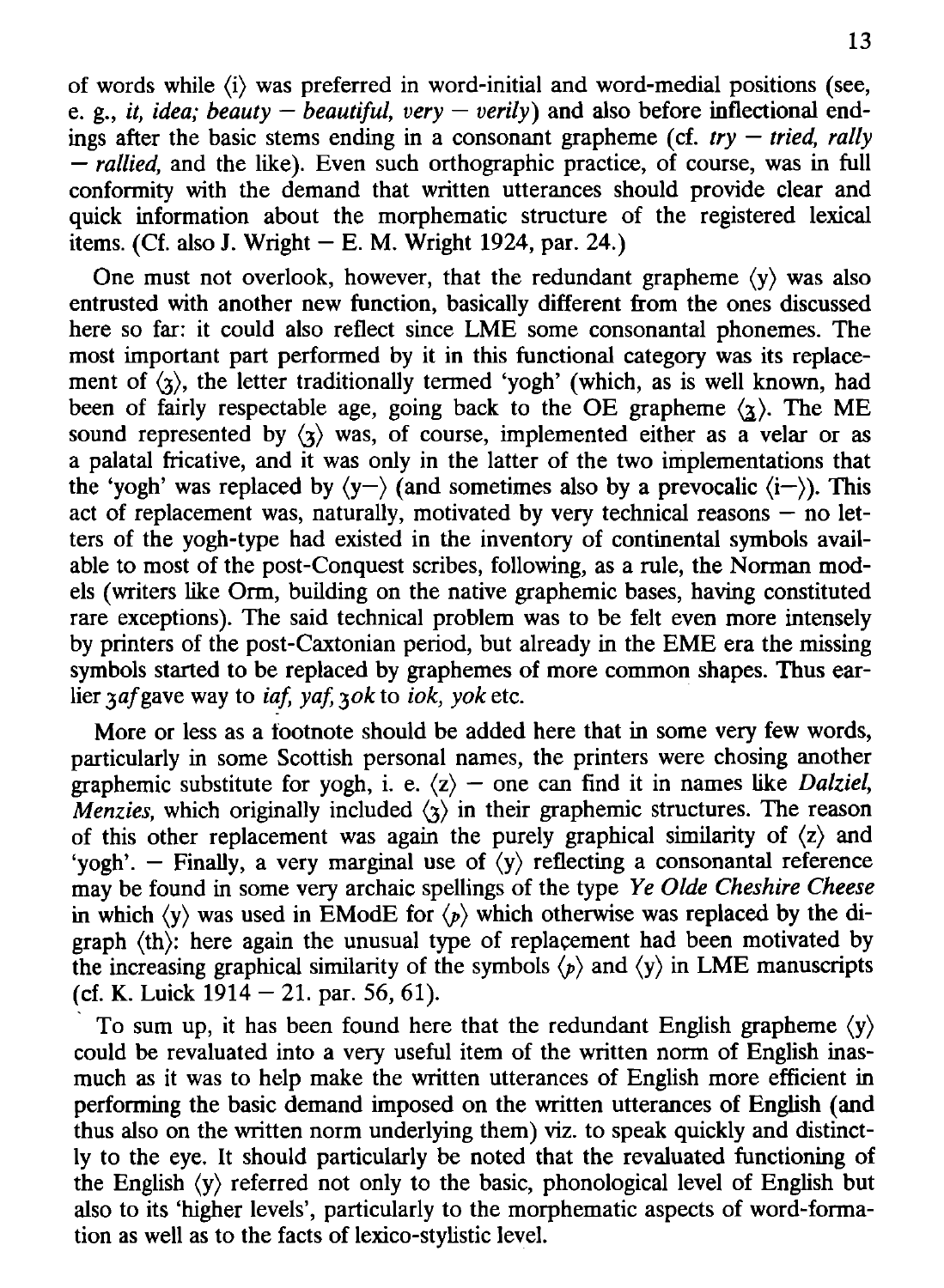of words while ⟨i⟩ was preferred in word-initial and word-medial positions (see, e. g., *it, idea; beauty – beautiful, very – verily*) and also before inflectional endings after the basic stems ending in a consonant grapheme (cf. *try – tried, rally – rallied,* and the like). Even such orthographic practice, of course, was in full conformity with the demand that written utterances should provide clear and quick information about the morphematic structure of the registered lexical items. (Cf. also J. Wright – E. M. Wright 1924, par. 24.)

One must not overlook, however, that the redundant grapheme ⟨y⟩ was also entrusted with another new function, basically different from the ones discussed here so far: it could also reflect since LME some consonantal phonemes. The most important part performed by it in this functional category was its replacement of ⟨ȝ⟩, the letter traditionally termed 'yogh' (which, as is well known, had been of fairly respectable age, going back to the OE grapheme ⟨ᵹ⟩. The ME sound represented by ⟨ȝ⟩ was, of course, implemented either as a velar or as a palatal fricative, and it was only in the latter of the two implementations that the 'yogh' was replaced by ⟨y–⟩ (and sometimes also by a prevocalic ⟨i–⟩). This act of replacement was, naturally, motivated by very technical reasons – no letters of the yogh-type had existed in the inventory of continental symbols available to most of the post-Conquest scribes, following, as a rule, the Norman models (writers like Orm, building on the native graphemic bases, having constituted rare exceptions). The said technical problem was to be felt even more intensely by printers of the post-Caxtonian period, but already in the EME era the missing symbols started to be replaced by graphemes of more common shapes. Thus earlier *ȝaf* gave way to *iaf, yaf, ȝok* to *iok, yok* etc.

More or less as a footnote should be added here that in some very few words, particularly in some Scottish personal names, the printers were chosing another graphemic substitute for yogh, i. e. ⟨z⟩ – one can find it in names like *Dalziel, Menzies,* which originally included ⟨ȝ⟩ in their graphemic structures. The reason of this other replacement was again the purely graphical similarity of ⟨z⟩ and 'yogh'. – Finally, a very marginal use of ⟨y⟩ reflecting a consonantal reference may be found in some very archaic spellings of the type *Ye Olde Cheshire Cheese* in which ⟨y⟩ was used in EModE for ⟨þ⟩ which otherwise was replaced by the digraph ⟨th⟩: here again the unusual type of replaçement had been motivated by the increasing graphical similarity of the symbols ⟨þ⟩ and ⟨y⟩ in LME manuscripts (cf. K. Luick 1914 – 21. par. 56, 61).

To sum up, it has been found here that the redundant English grapheme ⟨y⟩ could be revaluated into a very useful item of the written norm of English inasmuch as it was to help make the written utterances of English more efficient in performing the basic demand imposed on the written utterances of English (and thus also on the written norm underlying them) viz. to speak quickly and distinctly to the eye. It should particularly be noted that the revaluated functioning of the English ⟨y⟩ referred not only to the basic, phonological level of English but also to its 'higher levels', particularly to the morphematic aspects of word-formation as well as to the facts of lexico-stylistic level.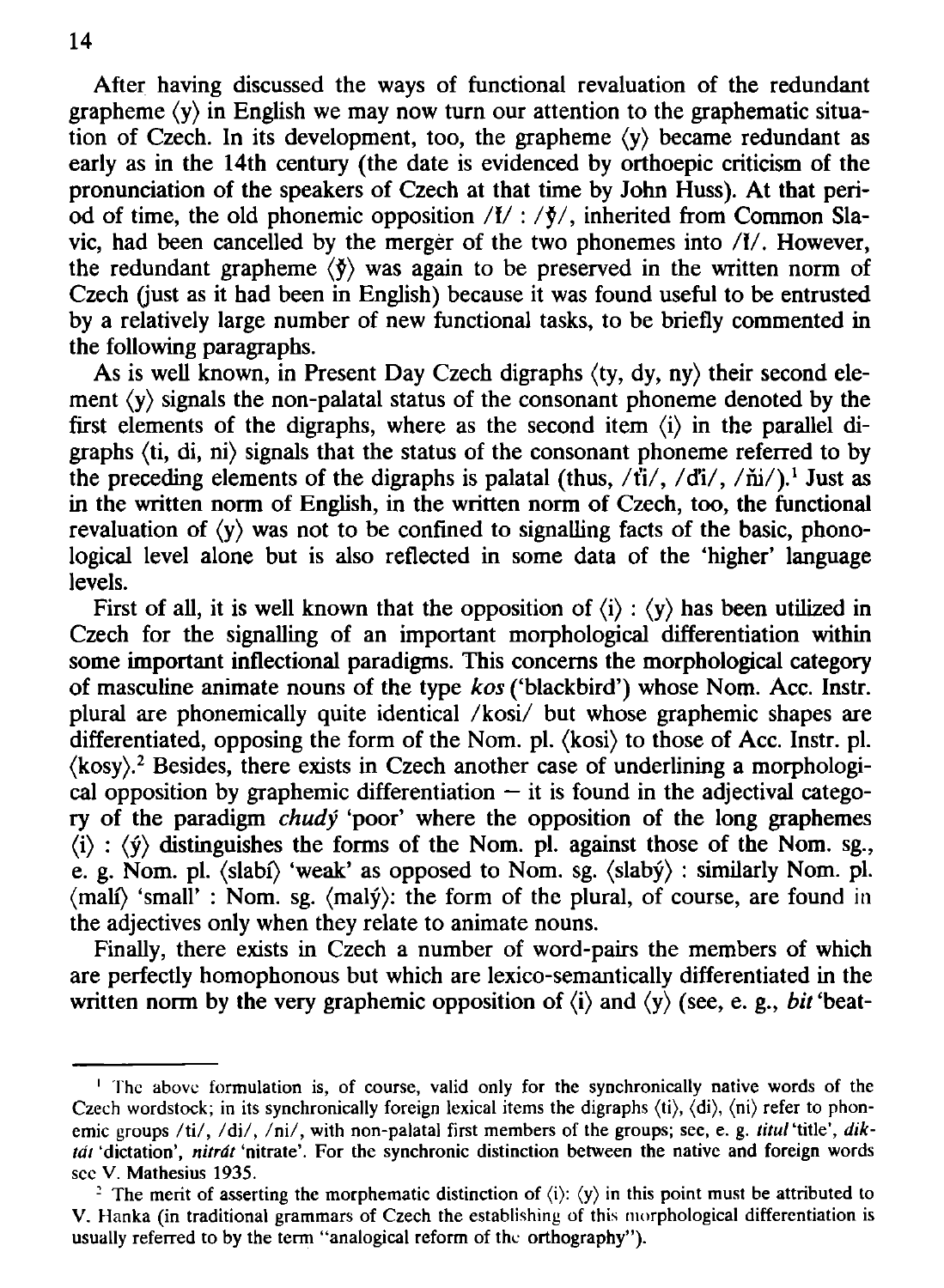After having discussed the ways of functional revaluation of the redundant grapheme ⟨y⟩ in English we may now turn our attention to the graphematic situation of Czech. In its development, too, the grapheme ⟨y⟩ became redundant as early as in the 14th century (the date is evidenced by orthoepic criticism of the pronunciation of the speakers of Czech at that time by John Huss). At that period of time, the old phonemic opposition /ĭ/ : /y̆/, inherited from Common Slavic, had been cancelled by the merger of the two phonemes into /ĭ/. However, the redundant grapheme ⟨y̆⟩ was again to be preserved in the written norm of Czech (just as it had been in English) because it was found useful to be entrusted by a relatively large number of new functional tasks, to be briefly commented in the following paragraphs.

As is well known, in Present Day Czech digraphs ⟨ty, dy, ny⟩ their second element ⟨y⟩ signals the non-palatal status of the consonant phoneme denoted by the first elements of the digraphs, where as the second item ⟨i⟩ in the parallel digraphs ⟨ti, di, ni⟩ signals that the status of the consonant phoneme referred to by the preceding elements of the digraphs is palatal (thus, /ťi/, /ďi/, /ňi/).[1] Just as in the written norm of English, in the written norm of Czech, too, the functional revaluation of ⟨y⟩ was not to be confined to signalling facts of the basic, phonological level alone but is also reflected in some data of the 'higher' language levels.

First of all, it is well known that the opposition of ⟨i⟩ : ⟨y⟩ has been utilized in Czech for the signalling of an important morphological differentiation within some important inflectional paradigms. This concerns the morphological category of masculine animate nouns of the type *kos* ('blackbird') whose Nom. Acc. Instr. plural are phonemically quite identical /kosi/ but whose graphemic shapes are differentiated, opposing the form of the Nom. pl. ⟨kosi⟩ to those of Acc. Instr. pl. ⟨kosy⟩.[2] Besides, there exists in Czech another case of underlining a morphological opposition by graphemic differentiation – it is found in the adjectival category of the paradigm *chudý* 'poor' where the opposition of the long graphemes ⟨í⟩ : ⟨ý⟩ distinguishes the forms of the Nom. pl. against those of the Nom. sg., e. g. Nom. pl. ⟨slabí⟩ 'weak' as opposed to Nom. sg. ⟨slabý⟩ : similarly Nom. pl. ⟨malí⟩ 'small' : Nom. sg. ⟨malý⟩: the form of the plural, of course, are found in the adjectives only when they relate to animate nouns.

Finally, there exists in Czech a number of word-pairs the members of which are perfectly homophonous but which are lexico-semantically differentiated in the written norm by the very graphemic opposition of ⟨i⟩ and ⟨y⟩ (see, e. g., *bit* 'beat-

---

[1] The above formulation is, of course, valid only for the synchronically native words of the Czech wordstock; in its synchronically foreign lexical items the digraphs ⟨ti⟩, ⟨di⟩, ⟨ni⟩ refer to phonemic groups /ti/, /di/, /ni/, with non-palatal first members of the groups; see, e. g. *titul* 'title', *diktát* 'dictation', *nitrát* 'nitrate'. For the synchronic distinction between the native and foreign words see V. Mathesius 1935.

[2] The merit of asserting the morphematic distinction of ⟨i⟩: ⟨y⟩ in this point must be attributed to V. Hanka (in traditional grammars of Czech the establishing of this morphological differentiation is usually referred to by the term "analogical reform of the orthography").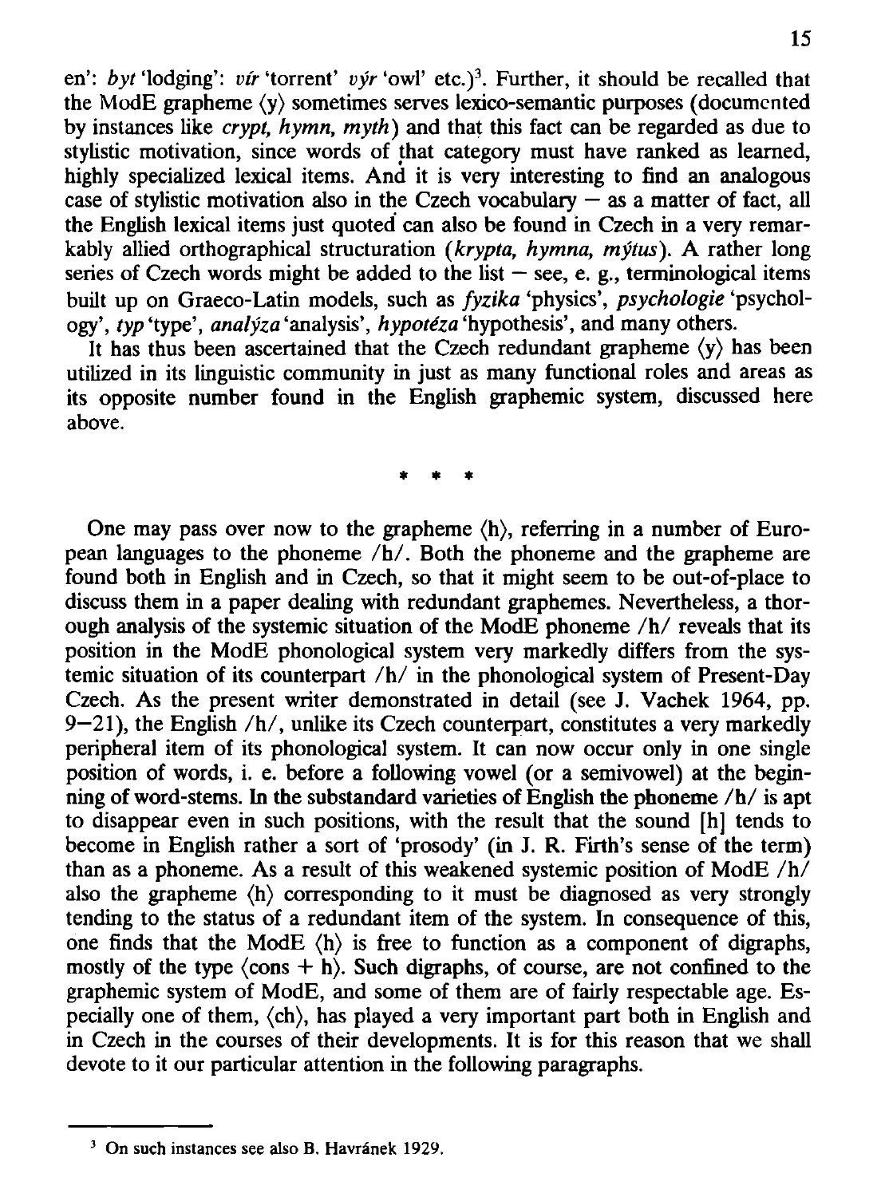en': *byt* 'lodging': *vír* 'torrent' *výr* 'owl' etc.)[3]. Further, it should be recalled that the ModE grapheme ⟨y⟩ sometimes serves lexico-semantic purposes (documented by instances like *crypt, hymn, myth*) and that this fact can be regarded as due to stylistic motivation, since words of that category must have ranked as learned, highly specialized lexical items. And it is very interesting to find an analogous case of stylistic motivation also in the Czech vocabulary — as a matter of fact, all the English lexical items just quoted can also be found in Czech in a very remarkably allied orthographical structuration (*krypta, hymna, mýtus*). A rather long series of Czech words might be added to the list — see, e. g., terminological items built up on Graeco-Latin models, such as *fyzika* 'physics', *psychologie* 'psychology', *typ* 'type', *analýza* 'analysis', *hypotéza* 'hypothesis', and many others.

It has thus been ascertained that the Czech redundant grapheme ⟨y⟩ has been utilized in its linguistic community in just as many functional roles and areas as its opposite number found in the English graphemic system, discussed here above.

\* \* \*

One may pass over now to the grapheme ⟨h⟩, referring in a number of European languages to the phoneme /h/. Both the phoneme and the grapheme are found both in English and in Czech, so that it might seem to be out-of-place to discuss them in a paper dealing with redundant graphemes. Nevertheless, a thorough analysis of the systemic situation of the ModE phoneme /h/ reveals that its position in the ModE phonological system very markedly differs from the systemic situation of its counterpart /h/ in the phonological system of Present-Day Czech. As the present writer demonstrated in detail (see J. Vachek 1964, pp. 9—21), the English /h/, unlike its Czech counterpart, constitutes a very markedly peripheral item of its phonological system. It can now occur only in one single position of words, i. e. before a following vowel (or a semivowel) at the beginning of word-stems. In the substandard varieties of English the phoneme /h/ is apt to disappear even in such positions, with the result that the sound [h] tends to become in English rather a sort of 'prosody' (in J. R. Firth's sense of the term) than as a phoneme. As a result of this weakened systemic position of ModE /h/ also the grapheme ⟨h⟩ corresponding to it must be diagnosed as very strongly tending to the status of a redundant item of the system. In consequence of this, one finds that the ModE ⟨h⟩ is free to function as a component of digraphs, mostly of the type ⟨cons + h⟩. Such digraphs, of course, are not confined to the graphemic system of ModE, and some of them are of fairly respectable age. Especially one of them, ⟨ch⟩, has played a very important part both in English and in Czech in the courses of their developments. It is for this reason that we shall devote to it our particular attention in the following paragraphs.

---

[3] On such instances see also B. Havránek 1929.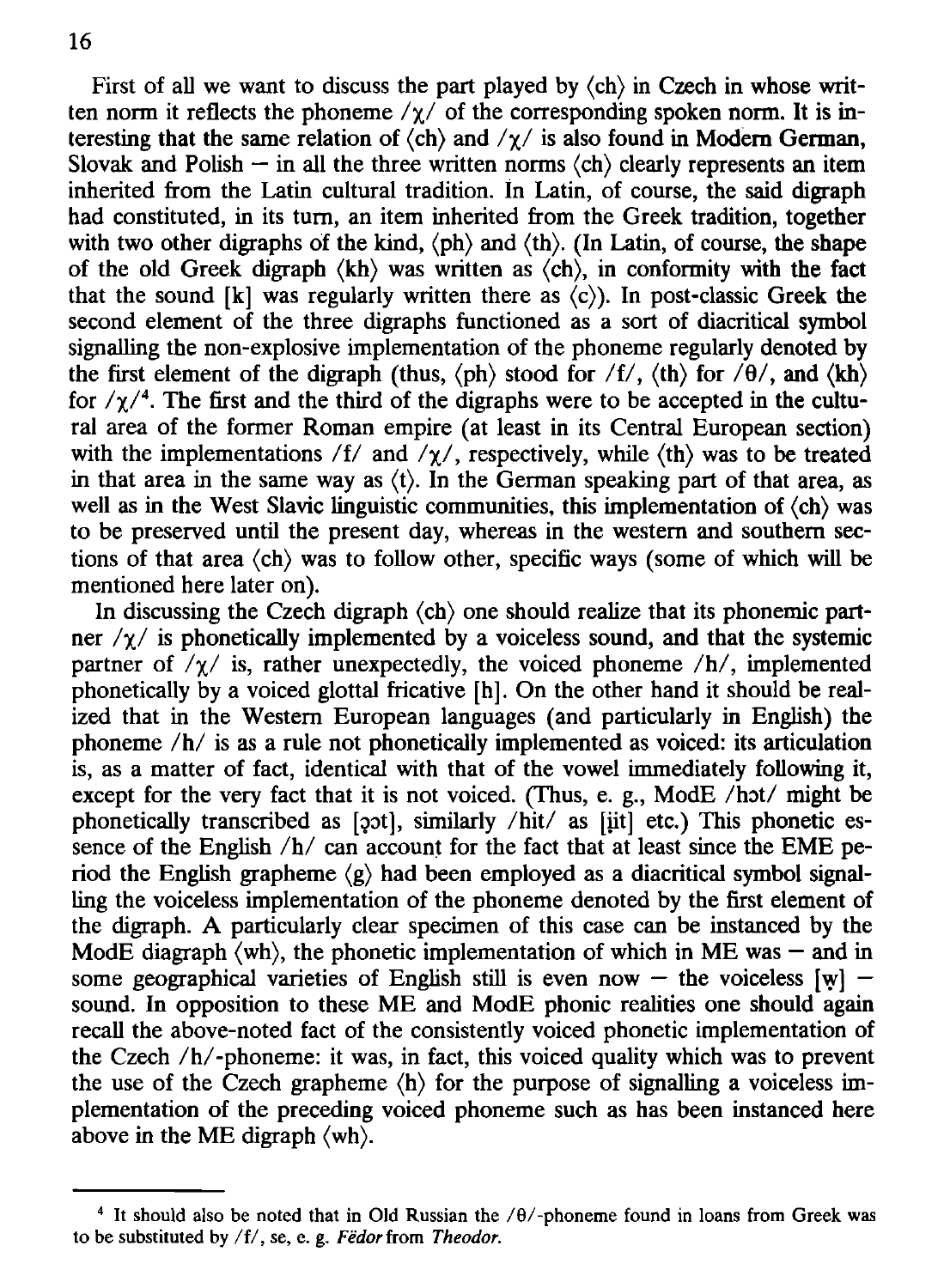First of all we want to discuss the part played by ⟨ch⟩ in Czech in whose written norm it reflects the phoneme /χ/ of the corresponding spoken norm. It is interesting that the same relation of ⟨ch⟩ and /χ/ is also found in Modern German, Slovak and Polish — in all the three written norms ⟨ch⟩ clearly represents an item inherited from the Latin cultural tradition. In Latin, of course, the said digraph had constituted, in its turn, an item inherited from the Greek tradition, together with two other digraphs of the kind, ⟨ph⟩ and ⟨th⟩. (In Latin, of course, the shape of the old Greek digraph ⟨kh⟩ was written as ⟨ch⟩, in conformity with the fact that the sound [k] was regularly written there as ⟨c⟩). In post-classic Greek the second element of the three digraphs functioned as a sort of diacritical symbol signalling the non-explosive implementation of the phoneme regularly denoted by the first element of the digraph (thus, ⟨ph⟩ stood for /f/, ⟨th⟩ for /θ/, and ⟨kh⟩ for /χ/[4]. The first and the third of the digraphs were to be accepted in the cultural area of the former Roman empire (at least in its Central European section) with the implementations /f/ and /χ/, respectively, while ⟨th⟩ was to be treated in that area in the same way as ⟨t⟩. In the German speaking part of that area, as well as in the West Slavic linguistic communities, this implementation of ⟨ch⟩ was to be preserved until the present day, whereas in the western and southern sections of that area ⟨ch⟩ was to follow other, specific ways (some of which will be mentioned here later on).

In discussing the Czech digraph ⟨ch⟩ one should realize that its phonemic partner /χ/ is phonetically implemented by a voiceless sound, and that the systemic partner of /χ/ is, rather unexpectedly, the voiced phoneme /h/, implemented phonetically by a voiced glottal fricative [h]. On the other hand it should be realized that in the Western European languages (and particularly in English) the phoneme /h/ is as a rule not phonetically implemented as voiced: its articulation is, as a matter of fact, identical with that of the vowel immediately following it, except for the very fact that it is not voiced. (Thus, e. g., ModE /hɔt/ might be phonetically transcribed as [ɔ̥ɔt], similarly /hit/ as [i̥it] etc.) This phonetic essence of the English /h/ can account for the fact that at least since the EME period the English grapheme ⟨g⟩ had been employed as a diacritical symbol signalling the voiceless implementation of the phoneme denoted by the first element of the digraph. A particularly clear specimen of this case can be instanced by the ModE diagraph ⟨wh⟩, the phonetic implementation of which in ME was — and in some geographical varieties of English still is even now — the voiceless [w̥] — sound. In opposition to these ME and ModE phonic realities one should again recall the above-noted fact of the consistently voiced phonetic implementation of the Czech /h/-phoneme: it was, in fact, this voiced quality which was to prevent the use of the Czech grapheme ⟨h⟩ for the purpose of signalling a voiceless implementation of the preceding voiced phoneme such as has been instanced here above in the ME digraph ⟨wh⟩.

---

[4] It should also be noted that in Old Russian the /θ/-phoneme found in loans from Greek was to be substituted by /f/, se, e. g. *Fëdor* from *Theodor*.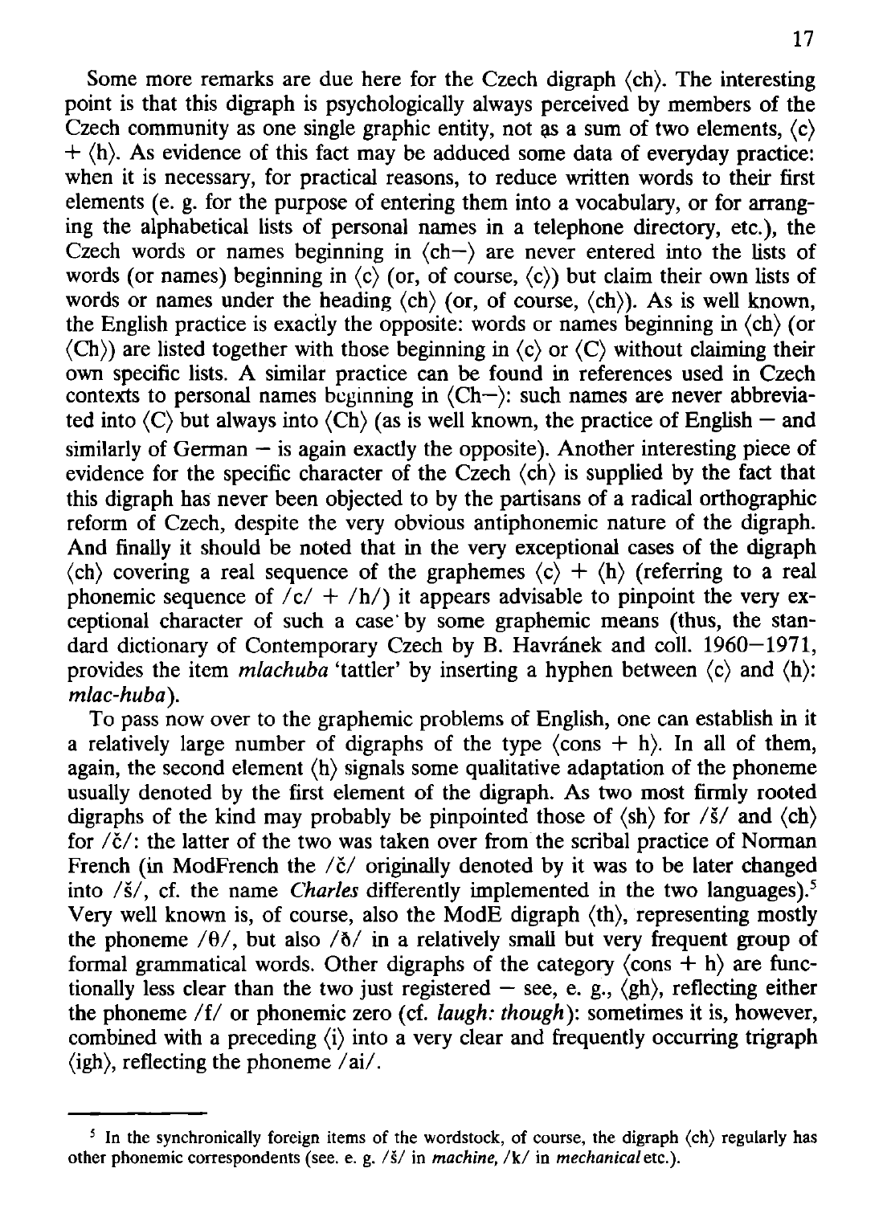Some more remarks are due here for the Czech digraph ⟨ch⟩. The interesting point is that this digraph is psychologically always perceived by members of the Czech community as one single graphic entity, not as a sum of two elements, ⟨c⟩ + ⟨h⟩. As evidence of this fact may be adduced some data of everyday practice: when it is necessary, for practical reasons, to reduce written words to their first elements (e. g. for the purpose of entering them into a vocabulary, or for arranging the alphabetical lists of personal names in a telephone directory, etc.), the Czech words or names beginning in ⟨ch–⟩ are never entered into the lists of words (or names) beginning in ⟨c⟩ (or, of course, ⟨c⟩) but claim their own lists of words or names under the heading ⟨ch⟩ (or, of course, ⟨ch⟩). As is well known, the English practice is exactly the opposite: words or names beginning in ⟨ch⟩ (or ⟨Ch⟩) are listed together with those beginning in ⟨c⟩ or ⟨C⟩ without claiming their own specific lists. A similar practice can be found in references used in Czech contexts to personal names beginning in ⟨Ch–⟩: such names are never abbreviated into ⟨C⟩ but always into ⟨Ch⟩ (as is well known, the practice of English – and similarly of German – is again exactly the opposite). Another interesting piece of evidence for the specific character of the Czech ⟨ch⟩ is supplied by the fact that this digraph has never been objected to by the partisans of a radical orthographic reform of Czech, despite the very obvious antiphonemic nature of the digraph. And finally it should be noted that in the very exceptional cases of the digraph ⟨ch⟩ covering a real sequence of the graphemes ⟨c⟩ + ⟨h⟩ (referring to a real phonemic sequence of /c/ + /h/) it appears advisable to pinpoint the very exceptional character of such a case by some graphemic means (thus, the standard dictionary of Contemporary Czech by B. Havránek and coll. 1960–1971, provides the item *mlachuba* 'tattler' by inserting a hyphen between ⟨c⟩ and ⟨h⟩: *mlac-huba*).

To pass now over to the graphemic problems of English, one can establish in it a relatively large number of digraphs of the type ⟨cons + h⟩. In all of them, again, the second element ⟨h⟩ signals some qualitative adaptation of the phoneme usually denoted by the first element of the digraph. As two most firmly rooted digraphs of the kind may probably be pinpointed those of ⟨sh⟩ for /š/ and ⟨ch⟩ for /č/: the latter of the two was taken over from the scribal practice of Norman French (in ModFrench the /č/ originally denoted by it was to be later changed into /š/, cf. the name *Charles* differently implemented in the two languages).[5] Very well known is, of course, also the ModE digraph ⟨th⟩, representing mostly the phoneme /θ/, but also /ð/ in a relatively small but very frequent group of formal grammatical words. Other digraphs of the category ⟨cons + h⟩ are functionally less clear than the two just registered – see, e. g., ⟨gh⟩, reflecting either the phoneme /f/ or phonemic zero (cf. *laugh: though*): sometimes it is, however, combined with a preceding ⟨i⟩ into a very clear and frequently occurring trigraph ⟨igh⟩, reflecting the phoneme /ai/.

---

[5] In the synchronically foreign items of the wordstock, of course, the digraph ⟨ch⟩ regularly has other phonemic correspondents (see. e. g. /š/ in *machine*, /k/ in *mechanical* etc.).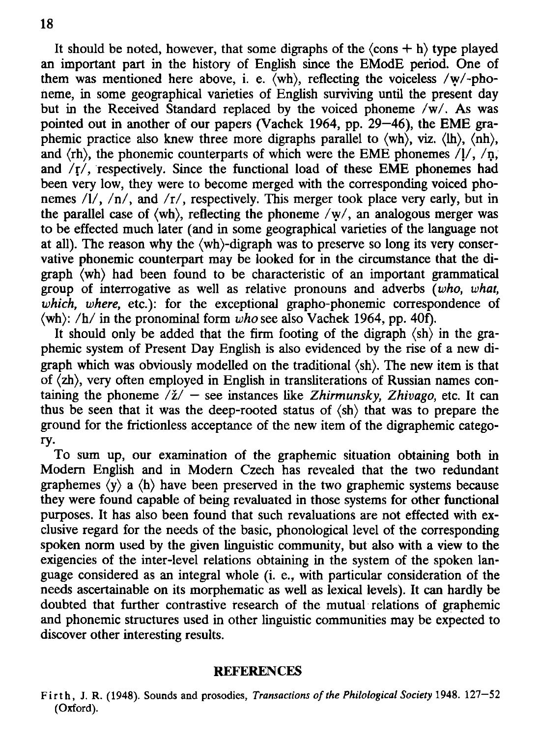It should be noted, however, that some digraphs of the ⟨cons + h⟩ type played an important part in the history of English since the EModE period. One of them was mentioned here above, i. e. ⟨wh⟩, reflecting the voiceless /w̥/-phoneme, in some geographical varieties of English surviving until the present day but in the Received Standard replaced by the voiced phoneme /w/. As was pointed out in another of our papers (Vachek 1964, pp. 29–46), the EME graphemic practice also knew three more digraphs parallel to ⟨wh⟩, viz. ⟨lh⟩, ⟨nh⟩, and ⟨rh⟩, the phonemic counterparts of which were the EME phonemes /l̥/, /n̥/, and /r̥/, respectively. Since the functional load of these EME phonemes had been very low, they were to become merged with the corresponding voiced phonemes /l/, /n/, and /r/, respectively. This merger took place very early, but in the parallel case of ⟨wh⟩, reflecting the phoneme /w̥/, an analogous merger was to be effected much later (and in some geographical varieties of the language not at all). The reason why the ⟨wh⟩-digraph was to preserve so long its very conservative phonemic counterpart may be looked for in the circumstance that the digraph ⟨wh⟩ had been found to be characteristic of an important grammatical group of interrogative as well as relative pronouns and adverbs (*who, what, which, where,* etc.): for the exceptional grapho-phonemic correspondence of ⟨wh⟩: /h/ in the pronominal form *who* see also Vachek 1964, pp. 40f).

It should only be added that the firm footing of the digraph ⟨sh⟩ in the graphemic system of Present Day English is also evidenced by the rise of a new digraph which was obviously modelled on the traditional ⟨sh⟩. The new item is that of ⟨zh⟩, very often employed in English in transliterations of Russian names containing the phoneme /ž/ – see instances like *Zhirmunsky, Zhivago,* etc. It can thus be seen that it was the deep-rooted status of ⟨sh⟩ that was to prepare the ground for the frictionless acceptance of the new item of the digraphemic category.

To sum up, our examination of the graphemic situation obtaining both in Modern English and in Modern Czech has revealed that the two redundant graphemes ⟨y⟩ a ⟨h⟩ have been preserved in the two graphemic systems because they were found capable of being revaluated in those systems for other functional purposes. It has also been found that such revaluations are not effected with exclusive regard for the needs of the basic, phonological level of the corresponding spoken norm used by the given linguistic community, but also with a view to the exigencies of the inter-level relations obtaining in the system of the spoken language considered as an integral whole (i. e., with particular consideration of the needs ascertainable on its morphematic as well as lexical levels). It can hardly be doubted that further contrastive research of the mutual relations of graphemic and phonemic structures used in other linguistic communities may be expected to discover other interesting results.

## REFERENCES

Firth, J. R. (1948). Sounds and prosodies, *Transactions of the Philological Society* 1948. 127–52 (Oxford).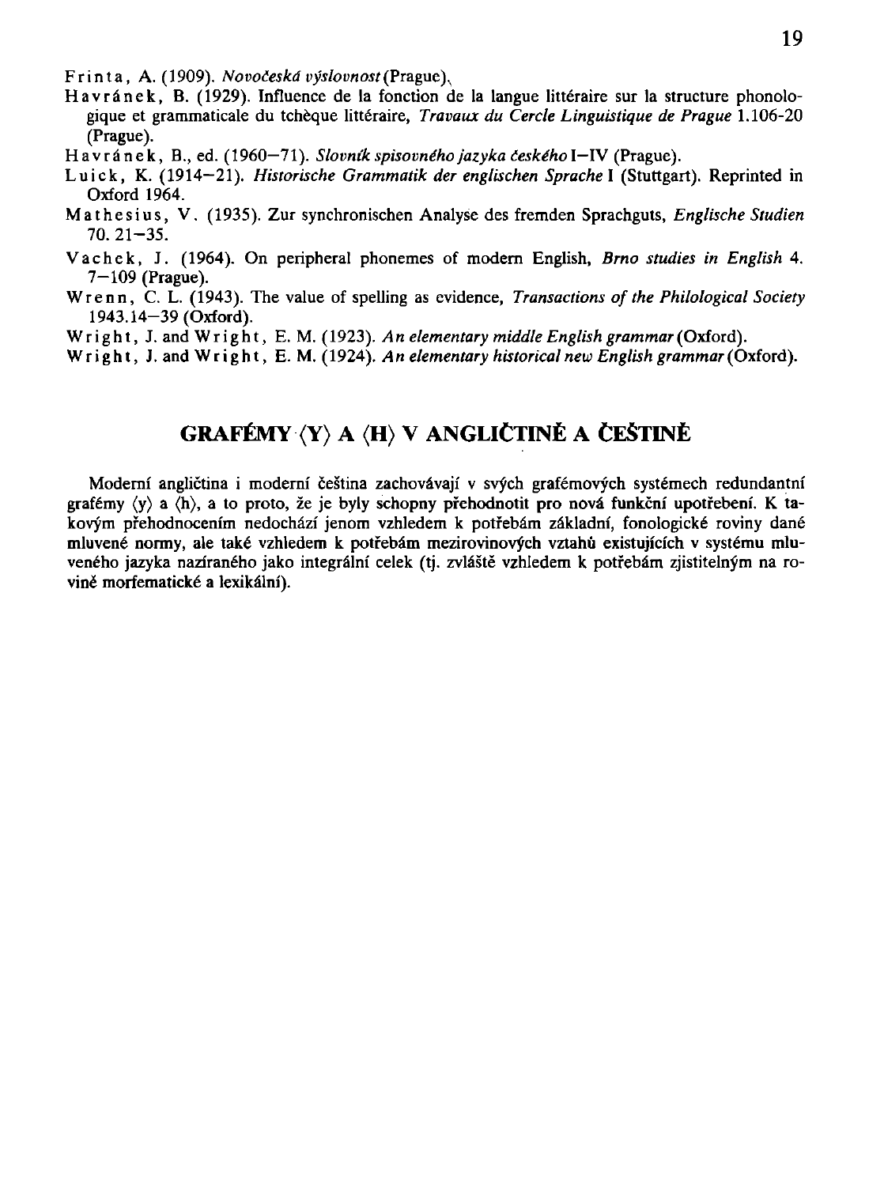Frinta, A. (1909). *Novočeská výslovnost* (Prague).

Havránek, B. (1929). Influence de la fonction de la langue littéraire sur la structure phonologique et grammaticale du tchèque littéraire, *Travaux du Cercle Linguistique de Prague* 1.106-20 (Prague).

Havránek, B., ed. (1960–71). *Slovník spisovného jazyka českého* I–IV (Prague).

Luick, K. (1914–21). *Historische Grammatik der englischen Sprache* I (Stuttgart). Reprinted in Oxford 1964.

Mathesius, V. (1935). Zur synchronischen Analyse des fremden Sprachguts, *Englische Studien* 70. 21–35.

Vachek, J. (1964). On peripheral phonemes of modern English, *Brno studies in English* 4. 7–109 (Prague).

Wrenn, C. L. (1943). The value of spelling as evidence, *Transactions of the Philological Society* 1943.14–39 (Oxford).

Wright, J. and Wright, E. M. (1923). *An elementary middle English grammar* (Oxford).

Wright, J. and Wright, E. M. (1924). *An elementary historical new English grammar* (Oxford).

## GRAFÉMY ⟨Y⟩ A ⟨H⟩ V ANGLIČTINĚ A ČEŠTINĚ

Moderní angličtina i moderní čeština zachovávají v svých grafémových systémech redundantní grafémy ⟨y⟩ a ⟨h⟩, a to proto, že je byly schopny přehodnotit pro nová funkční upotřebení. K takovým přehodnocením nedochází jenom vzhledem k potřebám základní, fonologické roviny dané mluvené normy, ale také vzhledem k potřebám mezirovinových vztahů existujících v systému mluveného jazyka nazíraného jako integrální celek (tj. zvláště vzhledem k potřebám zjistitelným na rovině morfematické a lexikální).